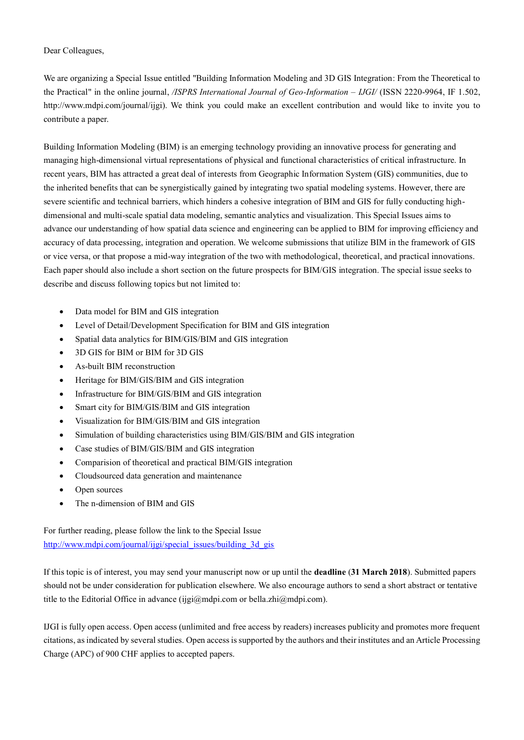Dear Colleagues,

We are organizing a Special Issue entitled "Building Information Modeling and 3D GIS Integration: From the Theoretical to the Practical" in the online journal, */ISPRS International Journal of Geo-Information – IJGI/* (ISSN 2220-9964, IF 1.502, http://www.mdpi.com/journal/ijgi). We think you could make an excellent contribution and would like to invite you to contribute a paper.

Building Information Modeling (BIM) is an emerging technology providing an innovative process for generating and managing high-dimensional virtual representations of physical and functional characteristics of critical infrastructure. In recent years, BIM has attracted a great deal of interests from Geographic Information System (GIS) communities, due to the inherited benefits that can be synergistically gained by integrating two spatial modeling systems. However, there are severe scientific and technical barriers, which hinders a cohesive integration of BIM and GIS for fully conducting high-dimensional and multi-scale spatial data modeling, semantic analytics and visualization. This Special Issues aims to advance our understanding of how spatial data science and engineering can be applied to BIM for improving efficiency and accuracy of data processing, integration and operation. We welcome submissions that utilize BIM in the framework of GIS or vice versa, or that propose a mid-way integration of the two with methodological, theoretical, and practical innovations. Each paper should also include a short section on the future prospects for BIM/GIS integration. The special issue seeks to describe and discuss following topics but not limited to:

- Data model for BIM and GIS integration
- Level of Detail/Development Specification for BIM and GIS integration
- Spatial data analytics for BIM/GIS/BIM and GIS integration
- 3D GIS for BIM or BIM for 3D GIS
- As-built BIM reconstruction
- Heritage for BIM/GIS/BIM and GIS integration
- Infrastructure for BIM/GIS/BIM and GIS integration
- Smart city for BIM/GIS/BIM and GIS integration
- Visualization for BIM/GIS/BIM and GIS integration
- Simulation of building characteristics using BIM/GIS/BIM and GIS integration
- Case studies of BIM/GIS/BIM and GIS integration
- Comparision of theoretical and practical BIM/GIS integration
- Cloudsourced data generation and maintenance
- Open sources
- The n-dimension of BIM and GIS

For further reading, please follow the link to the Special Issue
[http://www.mdpi.com/journal/ijgi/special_issues/building_3d_gis](http://www.mdpi.com/journal/ijgi/special_issues/building_3d_gis)

If this topic is of interest, you may send your manuscript now or up until the **deadline** (**31 March 2018**). Submitted papers should not be under consideration for publication elsewhere. We also encourage authors to send a short abstract or tentative title to the Editorial Office in advance (ijgi@mdpi.com or bella.zhi@mdpi.com).

IJGI is fully open access. Open access (unlimited and free access by readers) increases publicity and promotes more frequent citations, as indicated by several studies. Open access is supported by the authors and their institutes and an Article Processing Charge (APC) of 900 CHF applies to accepted papers.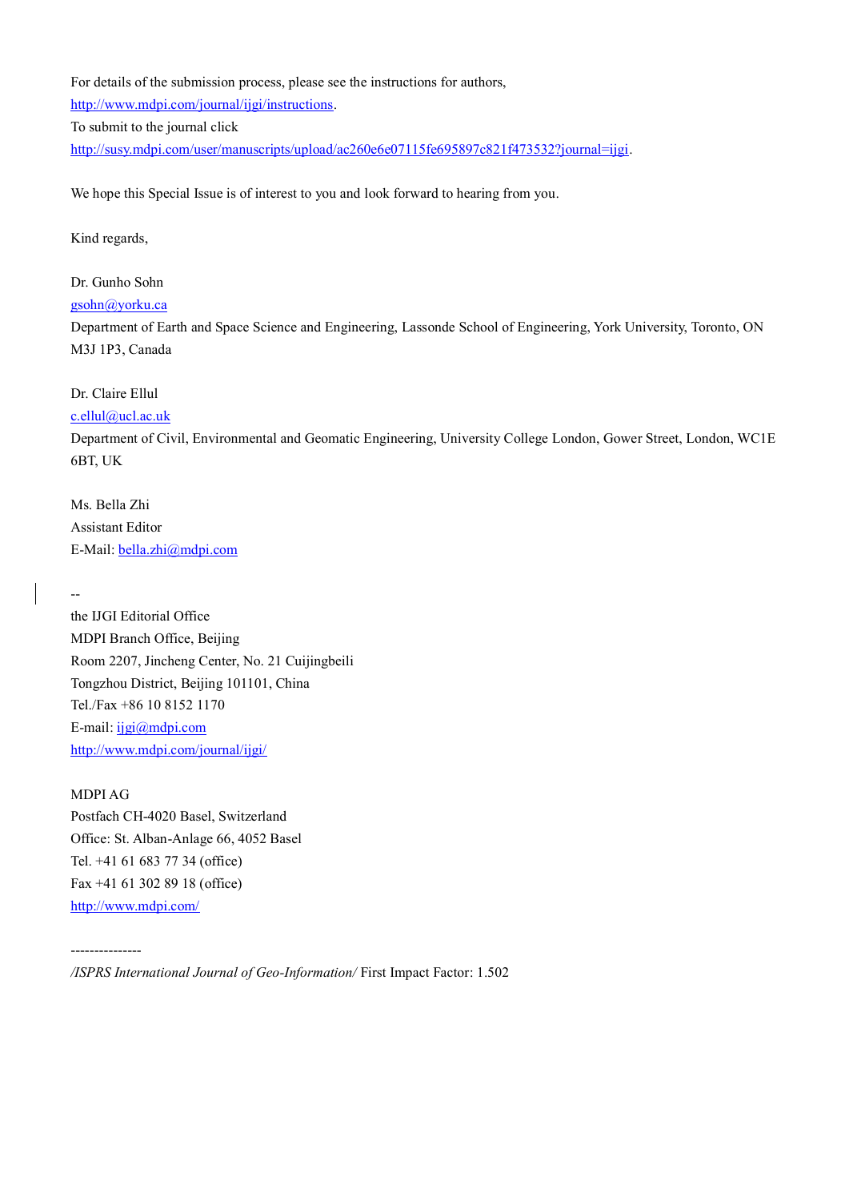For details of the submission process, please see the instructions for authors,
http://www.mdpi.com/journal/ijgi/instructions.
To submit to the journal click
http://susy.mdpi.com/user/manuscripts/upload/ac260e6e07115fe695897c821f473532?journal=ijgi.

We hope this Special Issue is of interest to you and look forward to hearing from you.

Kind regards,

Dr. Gunho Sohn
gsohn@yorku.ca
Department of Earth and Space Science and Engineering, Lassonde School of Engineering, York University, Toronto, ON M3J 1P3, Canada

Dr. Claire Ellul
c.ellul@ucl.ac.uk
Department of Civil, Environmental and Geomatic Engineering, University College London, Gower Street, London, WC1E 6BT, UK

Ms. Bella Zhi
Assistant Editor
E-Mail: bella.zhi@mdpi.com

--
the IJGI Editorial Office
MDPI Branch Office, Beijing
Room 2207, Jincheng Center, No. 21 Cuijingbeili
Tongzhou District, Beijing 101101, China
Tel./Fax +86 10 8152 1170
E-mail: ijgi@mdpi.com
http://www.mdpi.com/journal/ijgi/

MDPI AG
Postfach CH-4020 Basel, Switzerland
Office: St. Alban-Anlage 66, 4052 Basel
Tel. +41 61 683 77 34 (office)
Fax +41 61 302 89 18 (office)
http://www.mdpi.com/

---------------
*/ISPRS International Journal of Geo-Information/* First Impact Factor: 1.502